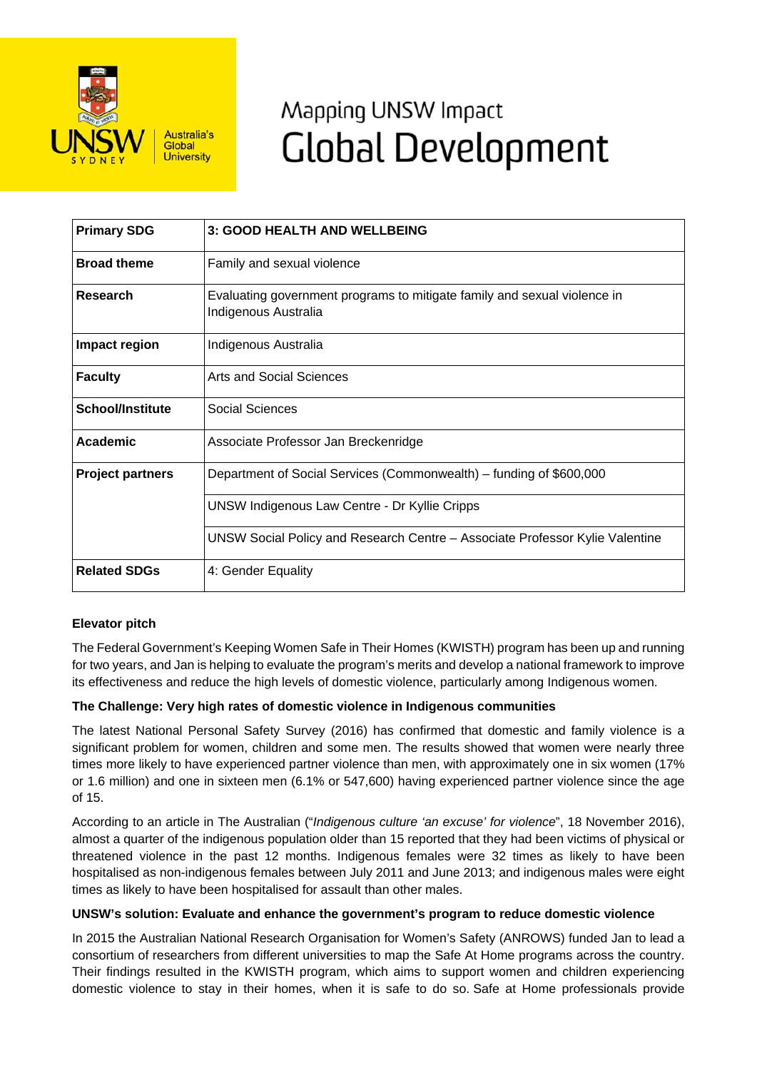# Mapping UNSW Impact
# Global Development

| Primary SDG | 3: GOOD HEALTH AND WELLBEING |
|---|---|
| Broad theme | Family and sexual violence |
| Research | Evaluating government programs to mitigate family and sexual violence in Indigenous Australia |
| Impact region | Indigenous Australia |
| Faculty | Arts and Social Sciences |
| School/Institute | Social Sciences |
| Academic | Associate Professor Jan Breckenridge |
| Project partners | Department of Social Services (Commonwealth) – funding of $600,000 |
| | UNSW Indigenous Law Centre - Dr Kyllie Cripps |
| | UNSW Social Policy and Research Centre – Associate Professor Kylie Valentine |
| Related SDGs | 4: Gender Equality |

**Elevator pitch**

The Federal Government's Keeping Women Safe in Their Homes (KWISTH) program has been up and running for two years, and Jan is helping to evaluate the program's merits and develop a national framework to improve its effectiveness and reduce the high levels of domestic violence, particularly among Indigenous women.

**The Challenge: Very high rates of domestic violence in Indigenous communities**

The latest National Personal Safety Survey (2016) has confirmed that domestic and family violence is a significant problem for women, children and some men. The results showed that women were nearly three times more likely to have experienced partner violence than men, with approximately one in six women (17% or 1.6 million) and one in sixteen men (6.1% or 547,600) having experienced partner violence since the age of 15.

According to an article in The Australian ("*Indigenous culture 'an excuse' for violence*", 18 November 2016), almost a quarter of the indigenous population older than 15 reported that they had been victims of physical or threatened violence in the past 12 months. Indigenous females were 32 times as likely to have been hospitalised as non-indigenous females between July 2011 and June 2013; and indigenous males were eight times as likely to have been hospitalised for assault than other males.

**UNSW's solution: Evaluate and enhance the government's program to reduce domestic violence**

In 2015 the Australian National Research Organisation for Women's Safety (ANROWS) funded Jan to lead a consortium of researchers from different universities to map the Safe At Home programs across the country. Their findings resulted in the KWISTH program, which aims to support women and children experiencing domestic violence to stay in their homes, when it is safe to do so. Safe at Home professionals provide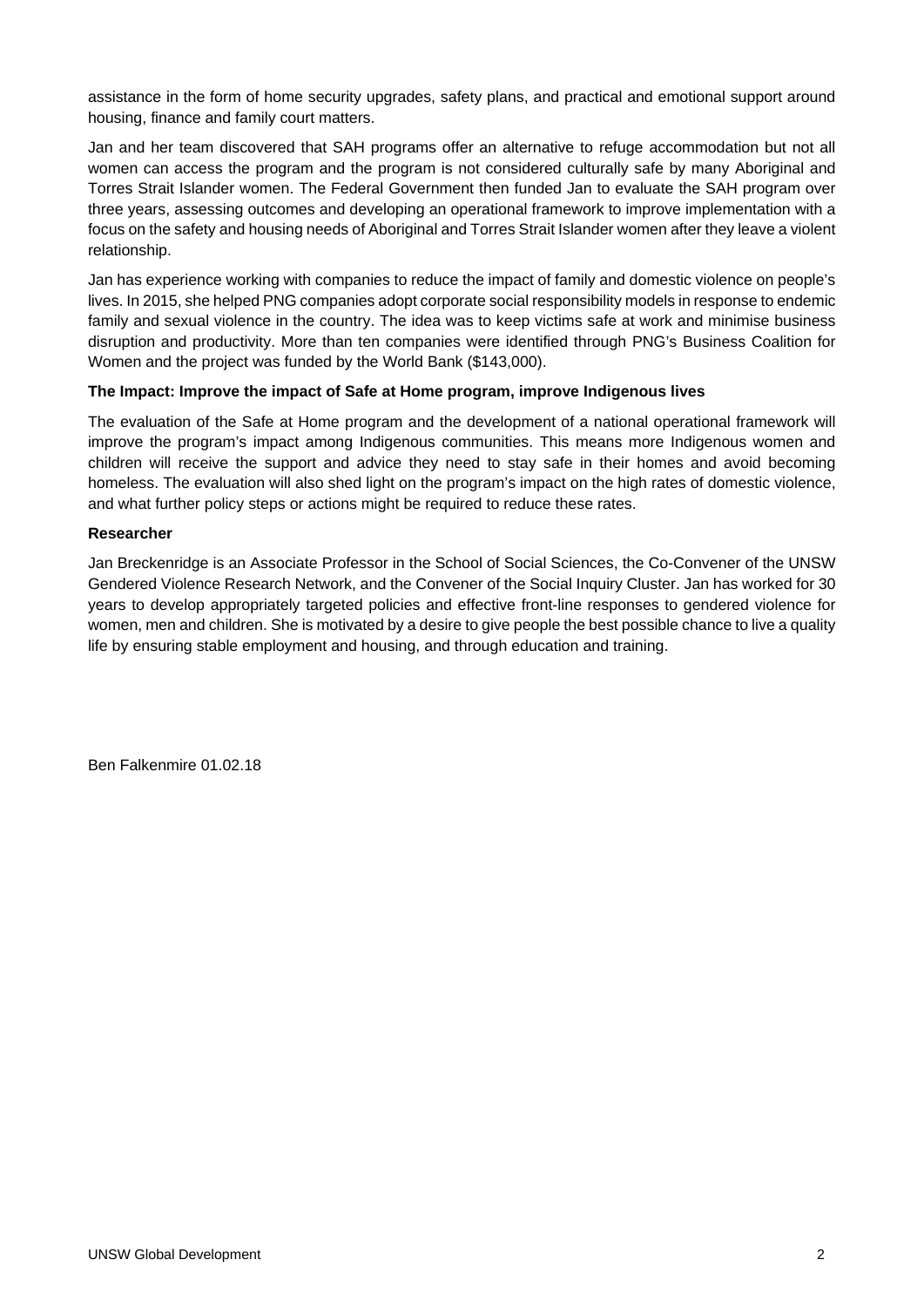assistance in the form of home security upgrades, safety plans, and practical and emotional support around housing, finance and family court matters.

Jan and her team discovered that SAH programs offer an alternative to refuge accommodation but not all women can access the program and the program is not considered culturally safe by many Aboriginal and Torres Strait Islander women. The Federal Government then funded Jan to evaluate the SAH program over three years, assessing outcomes and developing an operational framework to improve implementation with a focus on the safety and housing needs of Aboriginal and Torres Strait Islander women after they leave a violent relationship.

Jan has experience working with companies to reduce the impact of family and domestic violence on people's lives. In 2015, she helped PNG companies adopt corporate social responsibility models in response to endemic family and sexual violence in the country. The idea was to keep victims safe at work and minimise business disruption and productivity. More than ten companies were identified through PNG's Business Coalition for Women and the project was funded by the World Bank ($143,000).

**The Impact: Improve the impact of Safe at Home program, improve Indigenous lives**

The evaluation of the Safe at Home program and the development of a national operational framework will improve the program's impact among Indigenous communities. This means more Indigenous women and children will receive the support and advice they need to stay safe in their homes and avoid becoming homeless. The evaluation will also shed light on the program's impact on the high rates of domestic violence, and what further policy steps or actions might be required to reduce these rates.

**Researcher**

Jan Breckenridge is an Associate Professor in the School of Social Sciences, the Co-Convener of the UNSW Gendered Violence Research Network, and the Convener of the Social Inquiry Cluster. Jan has worked for 30 years to develop appropriately targeted policies and effective front-line responses to gendered violence for women, men and children. She is motivated by a desire to give people the best possible chance to live a quality life by ensuring stable employment and housing, and through education and training.

Ben Falkenmire 01.02.18